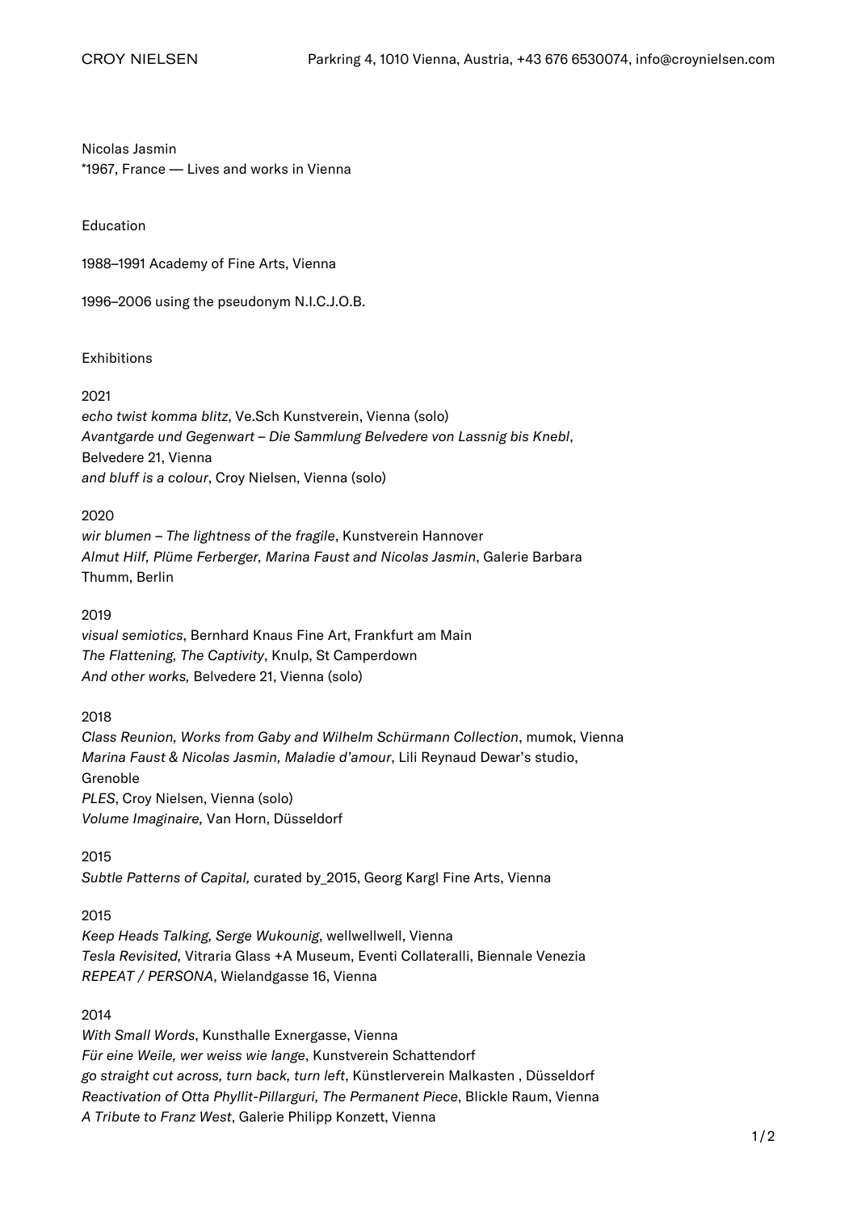CROY NIELSEN Parkring 4, 1010 Vienna, Austria, +43 676 6530074, info@croynielsen.com

Nicolas Jasmin
*1967, France — Lives and works in Vienna

## Education

1988–1991 Academy of Fine Arts, Vienna

1996–2006 using the pseudonym N.I.C.J.O.B.

## Exhibitions

2021
*echo twist komma blitz*, Ve.Sch Kunstverein, Vienna (solo)
*Avantgarde und Gegenwart – Die Sammlung Belvedere von Lassnig bis Knebl*, Belvedere 21, Vienna
*and bluff is a colour*, Croy Nielsen, Vienna (solo)

2020
*wir blumen – The lightness of the fragile*, Kunstverein Hannover
*Almut Hilf, Plüme Ferberger, Marina Faust and Nicolas Jasmin*, Galerie Barbara Thumm, Berlin

2019
*visual semiotics*, Bernhard Knaus Fine Art, Frankfurt am Main
*The Flattening, The Captivity*, Knulp, St Camperdown
*And other works,* Belvedere 21, Vienna (solo)

2018
*Class Reunion, Works from Gaby and Wilhelm Schürmann Collection*, mumok, Vienna
*Marina Faust & Nicolas Jasmin, Maladie d'amour*, Lili Reynaud Dewar's studio, Grenoble
*PLES*, Croy Nielsen, Vienna (solo)
*Volume Imaginaire,* Van Horn, Düsseldorf

2015
*Subtle Patterns of Capital,* curated by_2015, Georg Kargl Fine Arts, Vienna

2015
*Keep Heads Talking, Serge Wukounig*, wellwellwell, Vienna
*Tesla Revisited,* Vitraria Glass +A Museum, Eventi Collateralli, Biennale Venezia
*REPEAT / PERSONA*, Wielandgasse 16, Vienna

2014
*With Small Words*, Kunsthalle Exnergasse, Vienna
*Für eine Weile, wer weiss wie lange*, Kunstverein Schattendorf
*go straight cut across, turn back, turn left*, Künstlerverein Malkasten , Düsseldorf
*Reactivation of Otta Phyllit-Pillarguri, The Permanent Piece*, Blickle Raum, Vienna
*A Tribute to Franz West*, Galerie Philipp Konzett, Vienna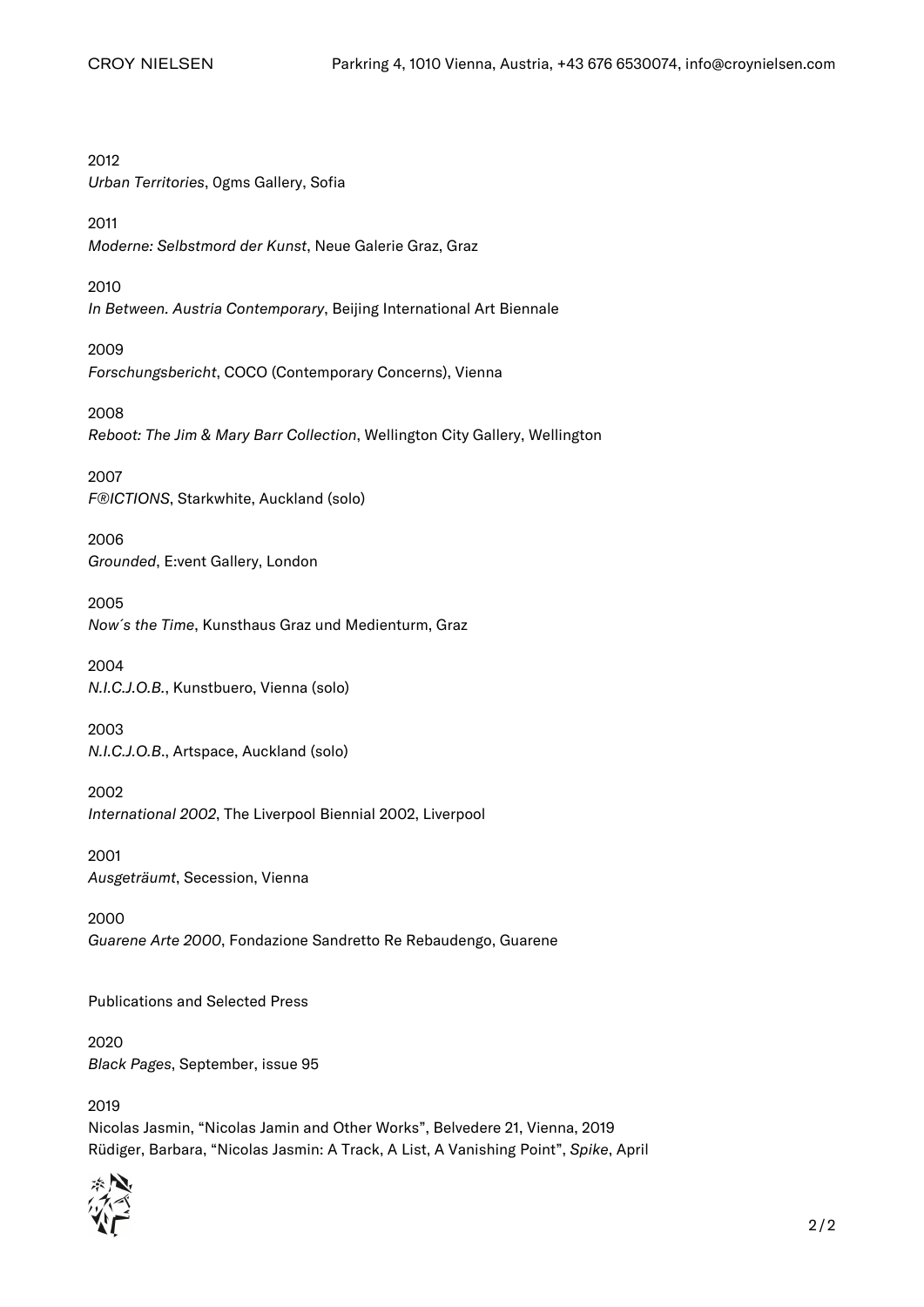2012
*Urban Territories*, 0gms Gallery, Sofia

2011
*Moderne: Selbstmord der Kunst*, Neue Galerie Graz, Graz

2010
*In Between. Austria Contemporary*, Beijing International Art Biennale

2009
*Forschungsbericht*, COCO (Contemporary Concerns), Vienna

2008
*Reboot: The Jim & Mary Barr Collection*, Wellington City Gallery, Wellington

2007
*F®ICTIONS*, Starkwhite, Auckland (solo)

2006
*Grounded*, E:vent Gallery, London

2005
*Now´s the Time*, Kunsthaus Graz und Medienturm, Graz

2004
*N.I.C.J.O.B.*, Kunstbuero, Vienna (solo)

2003
*N.I.C.J.O.B.*, Artspace, Auckland (solo)

2002
*International 2002*, The Liverpool Biennial 2002, Liverpool

2001
*Ausgeträumt*, Secession, Vienna

2000
*Guarene Arte 2000*, Fondazione Sandretto Re Rebaudengo, Guarene

Publications and Selected Press

2020
*Black Pages*, September, issue 95

2019
Nicolas Jasmin, “Nicolas Jamin and Other Works”, Belvedere 21, Vienna, 2019
Rüdiger, Barbara, “Nicolas Jasmin: A Track, A List, A Vanishing Point”, *Spike*, April